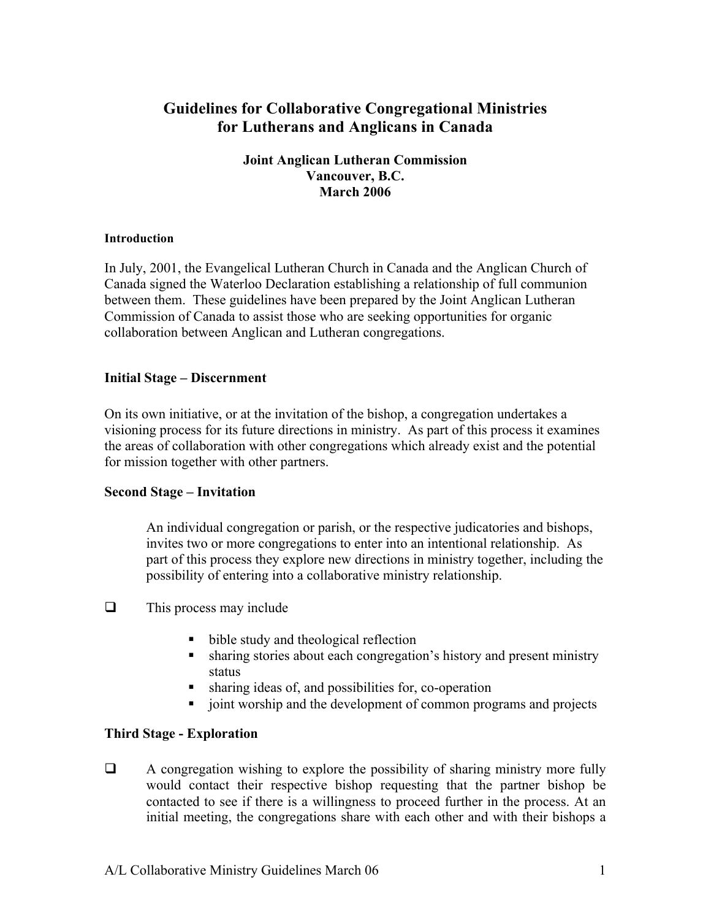# Guidelines for Collaborative Congregational Ministries for Lutherans and Anglicans in Canada

**Joint Anglican Lutheran Commission**
**Vancouver, B.C.**
**March 2006**

#### Introduction

In July, 2001, the Evangelical Lutheran Church in Canada and the Anglican Church of Canada signed the Waterloo Declaration establishing a relationship of full communion between them. These guidelines have been prepared by the Joint Anglican Lutheran Commission of Canada to assist those who are seeking opportunities for organic collaboration between Anglican and Lutheran congregations.

### Initial Stage – Discernment

On its own initiative, or at the invitation of the bishop, a congregation undertakes a visioning process for its future directions in ministry. As part of this process it examines the areas of collaboration with other congregations which already exist and the potential for mission together with other partners.

### Second Stage – Invitation

An individual congregation or parish, or the respective judicatories and bishops, invites two or more congregations to enter into an intentional relationship. As part of this process they explore new directions in ministry together, including the possibility of entering into a collaborative ministry relationship.

- This process may include
  - bible study and theological reflection
  - sharing stories about each congregation's history and present ministry status
  - sharing ideas of, and possibilities for, co-operation
  - joint worship and the development of common programs and projects

### Third Stage - Exploration

- A congregation wishing to explore the possibility of sharing ministry more fully would contact their respective bishop requesting that the partner bishop be contacted to see if there is a willingness to proceed further in the process. At an initial meeting, the congregations share with each other and with their bishops a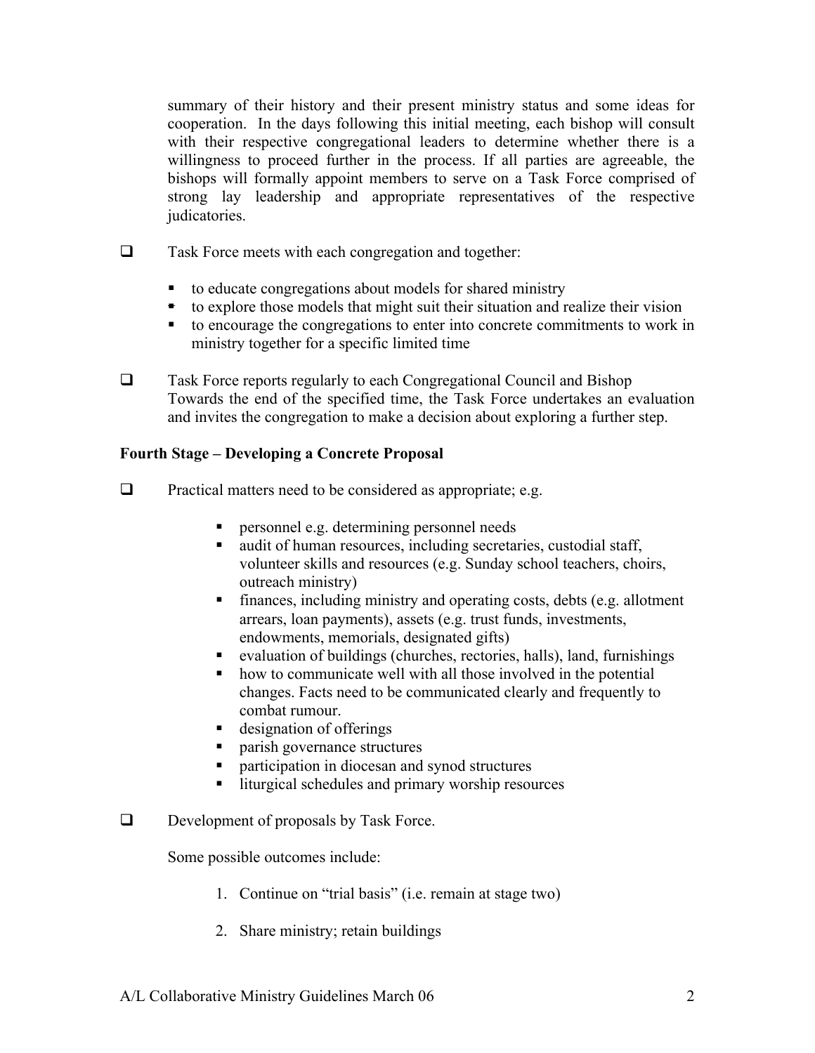summary of their history and their present ministry status and some ideas for cooperation. In the days following this initial meeting, each bishop will consult with their respective congregational leaders to determine whether there is a willingness to proceed further in the process. If all parties are agreeable, the bishops will formally appoint members to serve on a Task Force comprised of strong lay leadership and appropriate representatives of the respective judicatories.

- ❑ Task Force meets with each congregation and together:
  - to educate congregations about models for shared ministry
  - to explore those models that might suit their situation and realize their vision
  - to encourage the congregations to enter into concrete commitments to work in ministry together for a specific limited time

- ❑ Task Force reports regularly to each Congregational Council and Bishop
  Towards the end of the specified time, the Task Force undertakes an evaluation and invites the congregation to make a decision about exploring a further step.

**Fourth Stage – Developing a Concrete Proposal**

- ❑ Practical matters need to be considered as appropriate; e.g.
  - personnel e.g. determining personnel needs
  - audit of human resources, including secretaries, custodial staff, volunteer skills and resources (e.g. Sunday school teachers, choirs, outreach ministry)
  - finances, including ministry and operating costs, debts (e.g. allotment arrears, loan payments), assets (e.g. trust funds, investments, endowments, memorials, designated gifts)
  - evaluation of buildings (churches, rectories, halls), land, furnishings
  - how to communicate well with all those involved in the potential changes. Facts need to be communicated clearly and frequently to combat rumour.
  - designation of offerings
  - parish governance structures
  - participation in diocesan and synod structures
  - liturgical schedules and primary worship resources

- ❑ Development of proposals by Task Force.

  Some possible outcomes include:

  1. Continue on "trial basis" (i.e. remain at stage two)

  2. Share ministry; retain buildings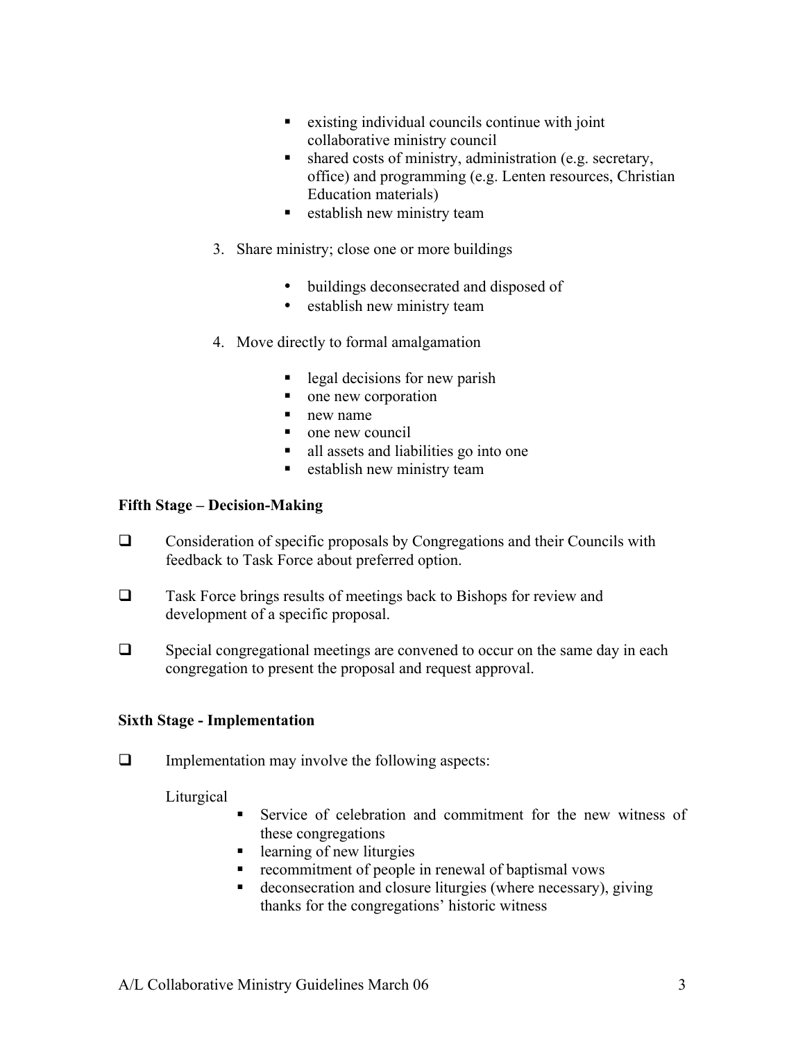- existing individual councils continue with joint collaborative ministry council
- shared costs of ministry, administration (e.g. secretary, office) and programming (e.g. Lenten resources, Christian Education materials)
- establish new ministry team

3. Share ministry; close one or more buildings

    - buildings deconsecrated and disposed of
    - establish new ministry team

4. Move directly to formal amalgamation

    - legal decisions for new parish
    - one new corporation
    - new name
    - one new council
    - all assets and liabilities go into one
    - establish new ministry team

**Fifth Stage – Decision-Making**

- ❑ Consideration of specific proposals by Congregations and their Councils with feedback to Task Force about preferred option.

- ❑ Task Force brings results of meetings back to Bishops for review and development of a specific proposal.

- ❑ Special congregational meetings are convened to occur on the same day in each congregation to present the proposal and request approval.

**Sixth Stage - Implementation**

- ❑ Implementation may involve the following aspects:

  Liturgical
    - Service of celebration and commitment for the new witness of these congregations
    - learning of new liturgies
    - recommitment of people in renewal of baptismal vows
    - deconsecration and closure liturgies (where necessary), giving thanks for the congregations' historic witness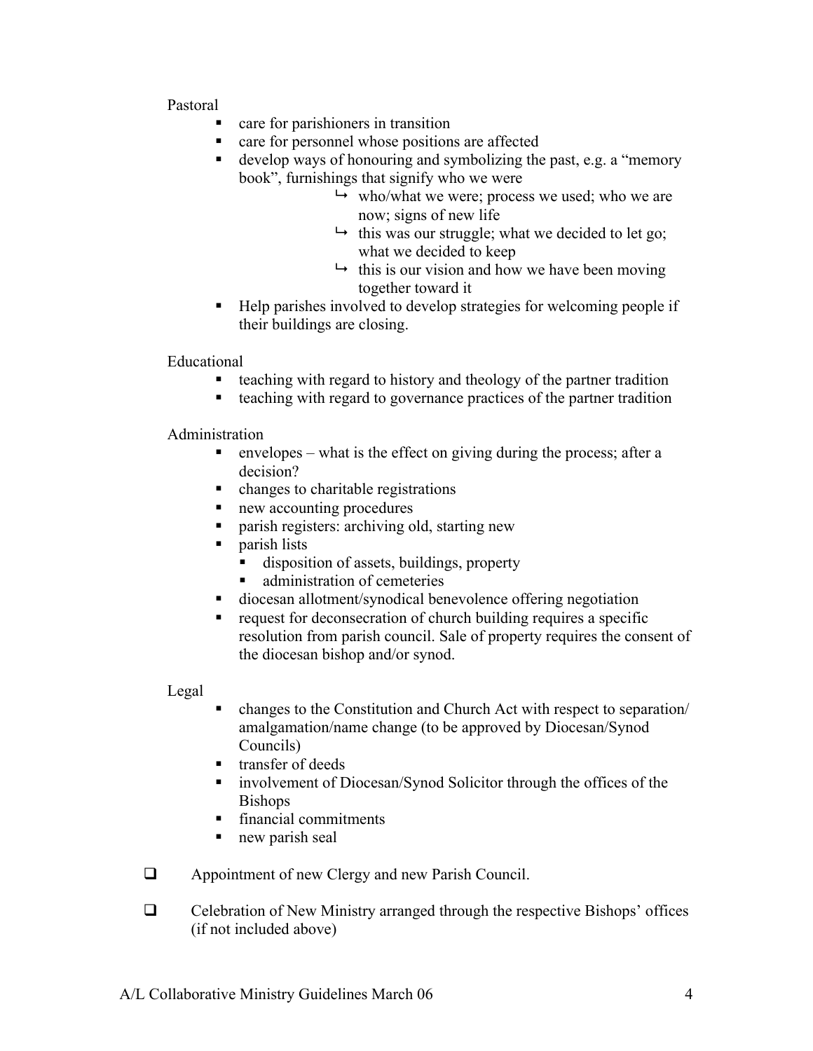Pastoral

- care for parishioners in transition
- care for personnel whose positions are affected
- develop ways of honouring and symbolizing the past, e.g. a "memory book", furnishings that signify who we were
  - ↳ who/what we were; process we used; who we are now; signs of new life
  - ↳ this was our struggle; what we decided to let go; what we decided to keep
  - ↳ this is our vision and how we have been moving together toward it
- Help parishes involved to develop strategies for welcoming people if their buildings are closing.

Educational

- teaching with regard to history and theology of the partner tradition
- teaching with regard to governance practices of the partner tradition

Administration

- envelopes – what is the effect on giving during the process; after a decision?
- changes to charitable registrations
- new accounting procedures
- parish registers: archiving old, starting new
- parish lists
  - disposition of assets, buildings, property
  - administration of cemeteries
- diocesan allotment/synodical benevolence offering negotiation
- request for deconsecration of church building requires a specific resolution from parish council. Sale of property requires the consent of the diocesan bishop and/or synod.

Legal

- changes to the Constitution and Church Act with respect to separation/ amalgamation/name change (to be approved by Diocesan/Synod Councils)
- transfer of deeds
- involvement of Diocesan/Synod Solicitor through the offices of the Bishops
- financial commitments
- new parish seal

- [ ] Appointment of new Clergy and new Parish Council.

- [ ] Celebration of New Ministry arranged through the respective Bishops' offices (if not included above)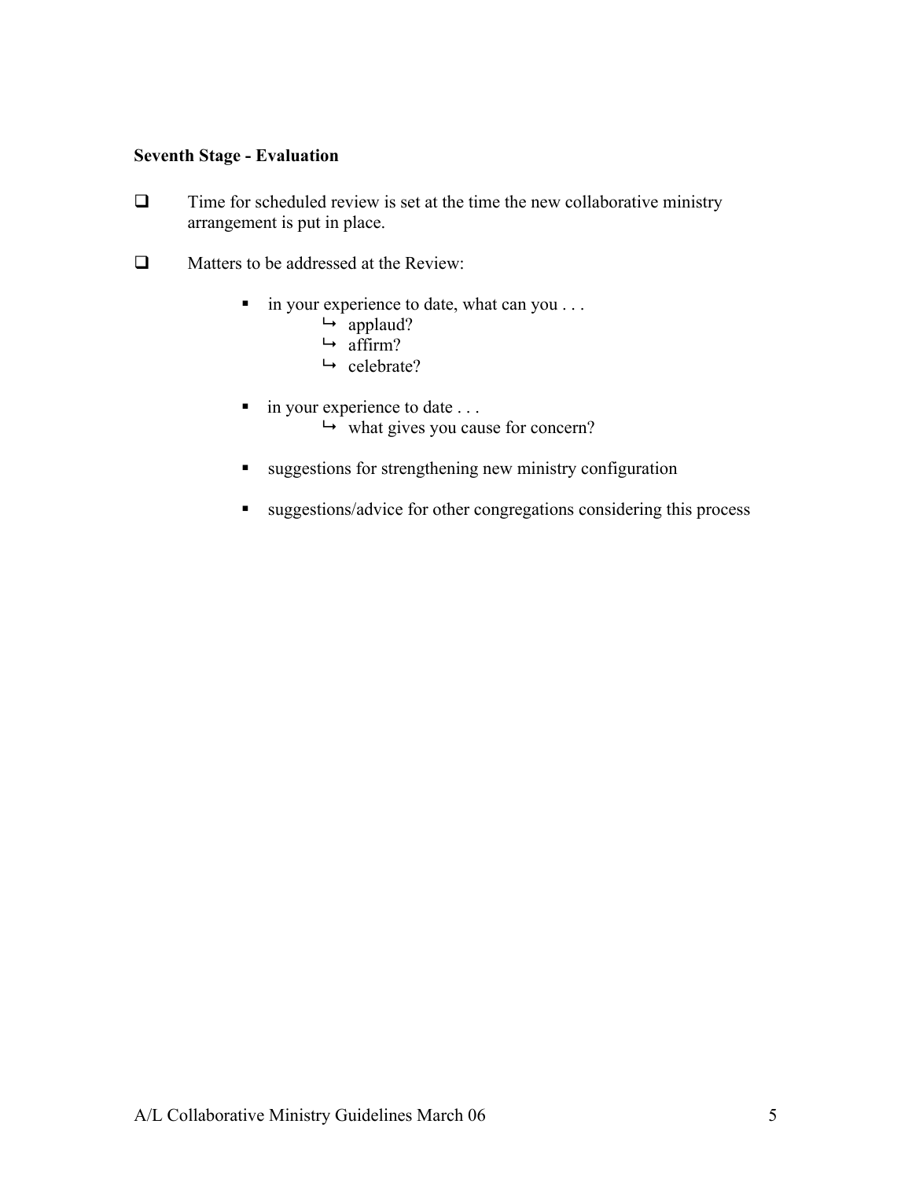**Seventh Stage - Evaluation**

- [ ] Time for scheduled review is set at the time the new collaborative ministry arrangement is put in place.

- [ ] Matters to be addressed at the Review:

  - in your experience to date, what can you . . .
    - ↳ applaud?
    - ↳ affirm?
    - ↳ celebrate?

  - in your experience to date . . .
    - ↳ what gives you cause for concern?

  - suggestions for strengthening new ministry configuration

  - suggestions/advice for other congregations considering this process